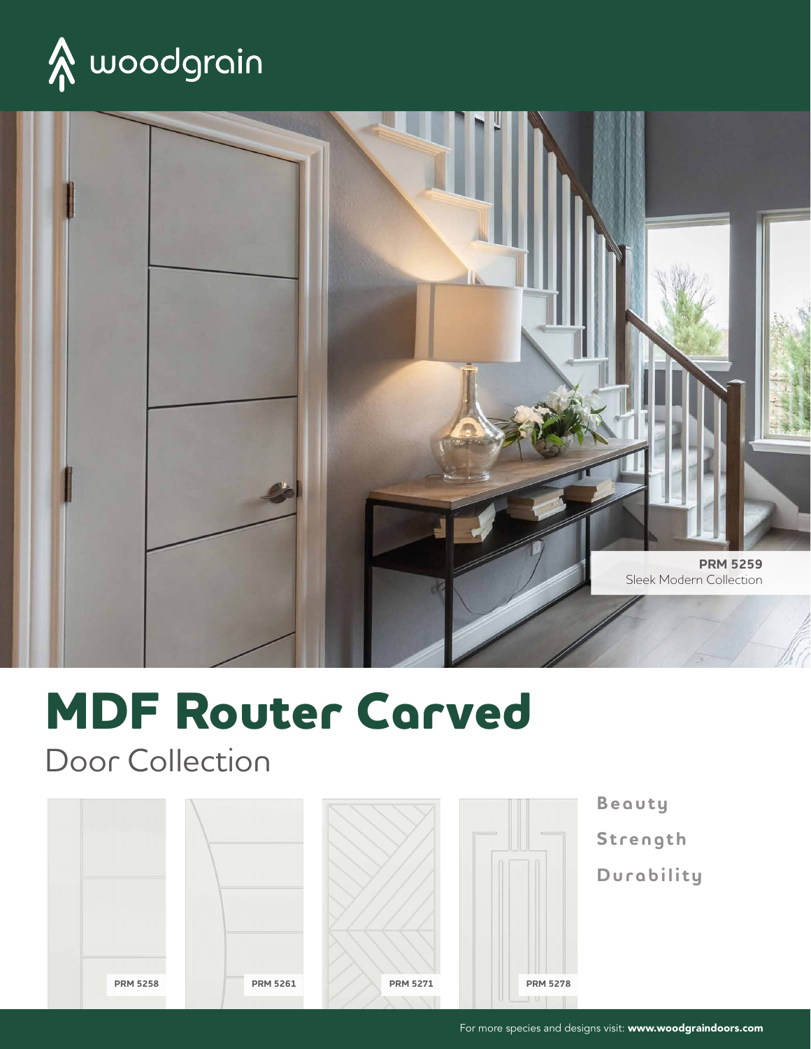woodgrain

PRM 5259
Sleek Modern Collection

# MDF Router Carved

## Door Collection

PRM 5258

PRM 5261

PRM 5271

PRM 5278

**Beauty**

**Strength**

**Durability**

For more species and designs visit: **www.woodgraindoors.com**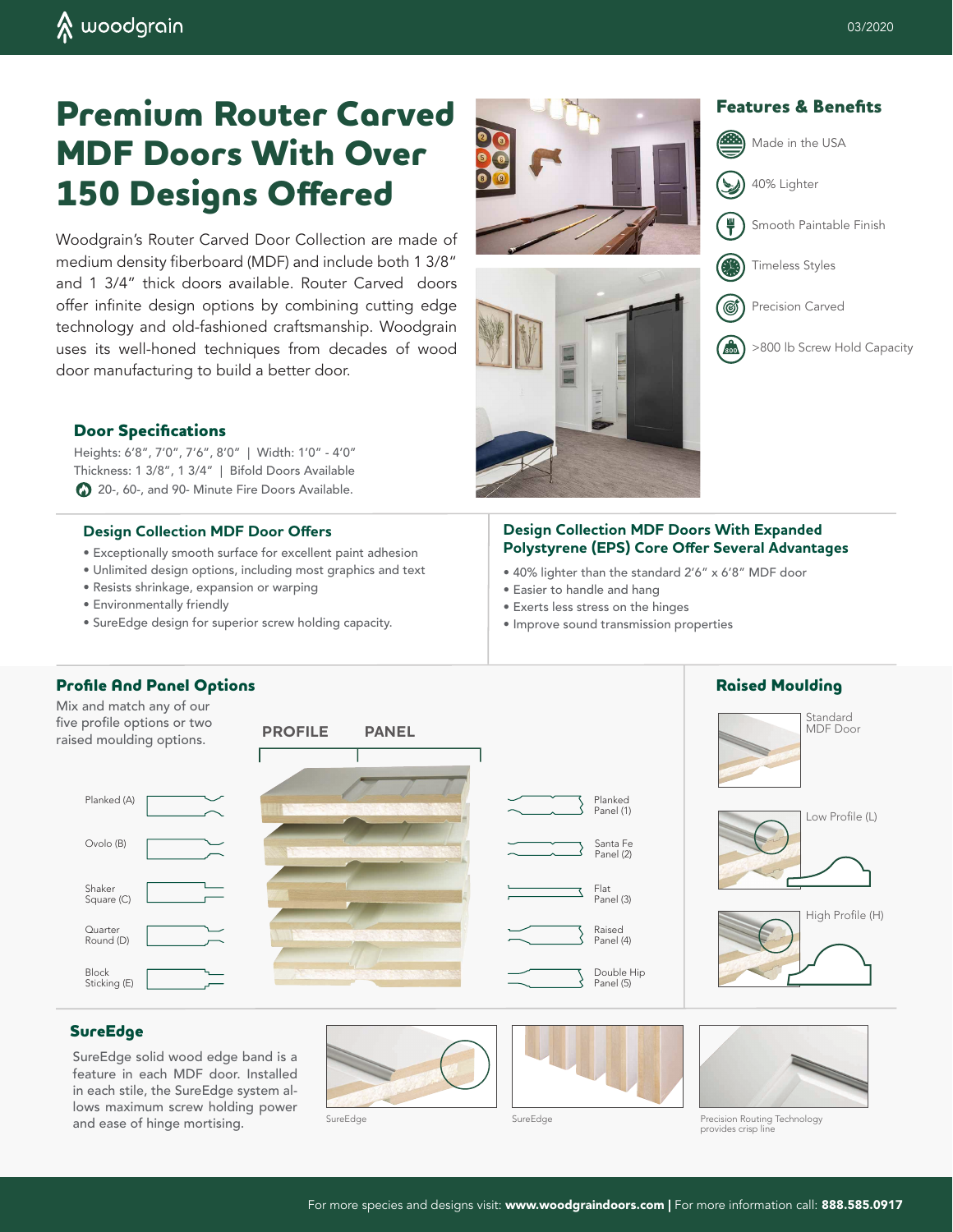woodgrain

03/2020

# Premium Router Carved MDF Doors With Over 150 Designs Offered

Woodgrain's Router Carved Door Collection are made of medium density fiberboard (MDF) and include both 1 3/8" and 1 3/4" thick doors available. Router Carved doors offer infinite design options by combining cutting edge technology and old-fashioned craftsmanship. Woodgrain uses its well-honed techniques from decades of wood door manufacturing to build a better door.

## Features & Benefits

- Made in the USA
- 40% Lighter
- Smooth Paintable Finish
- Timeless Styles
- Precision Carved
- >800 lb Screw Hold Capacity

### Door Specifications

Heights: 6'8", 7'0", 7'6", 8'0" | Width: 1'0" - 4'0"
Thickness: 1 3/8", 1 3/4" | Bifold Doors Available
20-, 60-, and 90- Minute Fire Doors Available.

### Design Collection MDF Door Offers

- Exceptionally smooth surface for excellent paint adhesion
- Unlimited design options, including most graphics and text
- Resists shrinkage, expansion or warping
- Environmentally friendly
- SureEdge design for superior screw holding capacity.

### Design Collection MDF Doors With Expanded Polystyrene (EPS) Core Offer Several Advantages

- 40% lighter than the standard 2'6" x 6'8" MDF door
- Easier to handle and hang
- Exerts less stress on the hinges
- Improve sound transmission properties

## Profile And Panel Options

Mix and match any of our five profile options or two raised moulding options.

PROFILE

PANEL

Planked (A)
Ovolo (B)
Shaker Square (C)
Quarter Round (D)
Block Sticking (E)

Planked Panel (1)
Santa Fe Panel (2)
Flat Panel (3)
Raised Panel (4)
Double Hip Panel (5)

## Raised Moulding

Standard MDF Door

Low Profile (L)

High Profile (H)

## SureEdge

SureEdge solid wood edge band is a feature in each MDF door. Installed in each stile, the SureEdge system allows maximum screw holding power and ease of hinge mortising.

SureEdge

SureEdge

Precision Routing Technology provides crisp line

For more species and designs visit: **www.woodgraindoors.com** | For more information call: **888.585.0917**